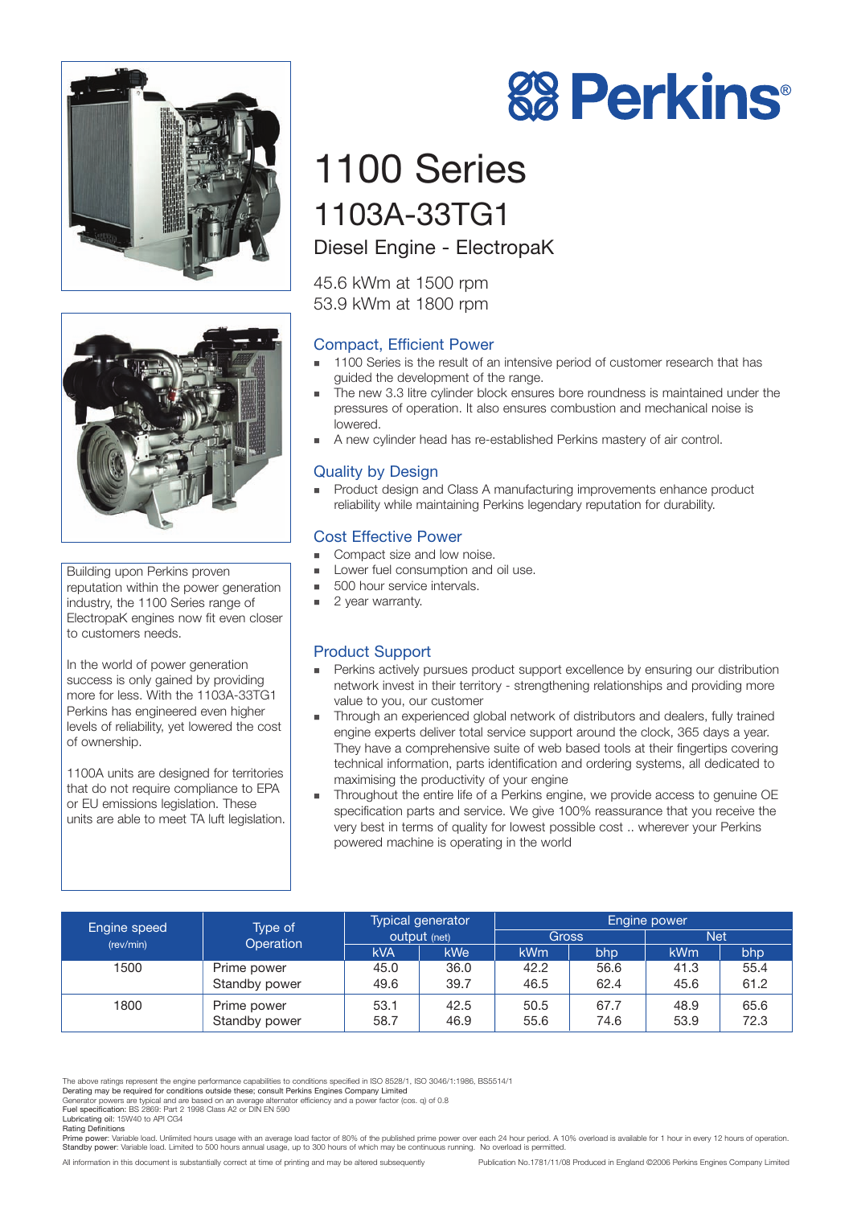# Perkins®

# 1100 Series

## 1103A-33TG1

### Diesel Engine - ElectropaK

45.6 kWm at 1500 rpm
53.9 kWm at 1800 rpm

Building upon Perkins proven reputation within the power generation industry, the 1100 Series range of ElectropaK engines now fit even closer to customers needs.

In the world of power generation success is only gained by providing more for less. With the 1103A-33TG1 Perkins has engineered even higher levels of reliability, yet lowered the cost of ownership.

1100A units are designed for territories that do not require compliance to EPA or EU emissions legislation. These units are able to meet TA luft legislation.

### Compact, Efficient Power

- 1100 Series is the result of an intensive period of customer research that has guided the development of the range.
- The new 3.3 litre cylinder block ensures bore roundness is maintained under the pressures of operation. It also ensures combustion and mechanical noise is lowered.
- A new cylinder head has re-established Perkins mastery of air control.

### Quality by Design

- Product design and Class A manufacturing improvements enhance product reliability while maintaining Perkins legendary reputation for durability.

### Cost Effective Power

- Compact size and low noise.
- Lower fuel consumption and oil use.
- 500 hour service intervals.
- 2 year warranty.

### Product Support

- Perkins actively pursues product support excellence by ensuring our distribution network invest in their territory - strengthening relationships and providing more value to you, our customer
- Through an experienced global network of distributors and dealers, fully trained engine experts deliver total service support around the clock, 365 days a year. They have a comprehensive suite of web based tools at their fingertips covering technical information, parts identification and ordering systems, all dedicated to maximising the productivity of your engine
- Throughout the entire life of a Perkins engine, we provide access to genuine OE specification parts and service. We give 100% reassurance that you receive the very best in terms of quality for lowest possible cost .. wherever your Perkins powered machine is operating in the world

| Engine speed (rev/min) | Type of Operation | Typical generator output (net) | | Engine power | | | |
|---|---|---|---|---|---|---|---|
| | | | | Gross | | Net | |
| | | kVA | kWe | kWm | bhp | kWm | bhp |
| 1500 | Prime power | 45.0 | 36.0 | 42.2 | 56.6 | 41.3 | 55.4 |
| | Standby power | 49.6 | 39.7 | 46.5 | 62.4 | 45.6 | 61.2 |
| 1800 | Prime power | 53.1 | 42.5 | 50.5 | 67.7 | 48.9 | 65.6 |
| | Standby power | 58.7 | 46.9 | 55.6 | 74.6 | 53.9 | 72.3 |

The above ratings represent the engine performance capabilities to conditions specified in ISO 8528/1, ISO 3046/1:1986, BS5514/1
**Derating may be required for conditions outside these; consult Perkins Engines Company Limited**
Generator powers are typical and are based on an average alternator efficiency and a power factor (cos. q) of 0.8
**Fuel specification:** BS 2869: Part 2 1998 Class A2 or DIN EN 590
**Lubricating oil:** 15W40 to API CG4
**Rating Definitions**
**Prime power:** Variable load. Unlimited hours usage with an average load factor of 80% of the published prime power over each 24 hour period. A 10% overload is available for 1 hour in every 12 hours of operation.
**Standby power:** Variable load. Limited to 500 hours annual usage, up to 300 hours of which may be continuous running. No overload is permitted.

All information in this document is substantially correct at time of printing and may be altered subsequently

Publication No.1781/11/08 Produced in England ©2006 Perkins Engines Company Limited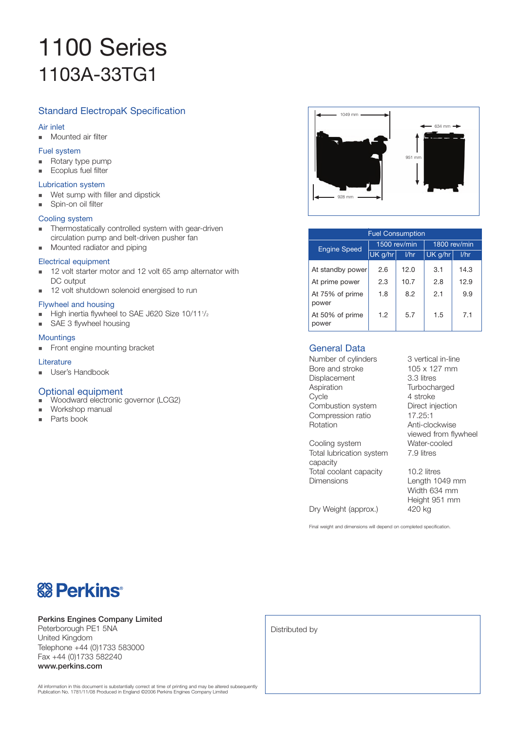# 1100 Series
## 1103A-33TG1

### Standard ElectropaK Specification

**Air inlet**
- Mounted air filter

**Fuel system**
- Rotary type pump
- Ecoplus fuel filter

**Lubrication system**
- Wet sump with filler and dipstick
- Spin-on oil filter

**Cooling system**
- Thermostatically controlled system with gear-driven circulation pump and belt-driven pusher fan
- Mounted radiator and piping

**Electrical equipment**
- 12 volt starter motor and 12 volt 65 amp alternator with DC output
- 12 volt shutdown solenoid energised to run

**Flywheel and housing**
- High inertia flywheel to SAE J620 Size 10/11½
- SAE 3 flywheel housing

**Mountings**
- Front engine mounting bracket

**Literature**
- User's Handbook

### Optional equipment
- Woodward electronic governor (LCG2)
- Workshop manual
- Parts book

1049 mm
634 mm
951 mm
928 mm

| Fuel Consumption | | | | |
|---|---|---|---|---|
| Engine Speed | 1500 rev/min | | 1800 rev/min | |
| | UK g/hr | l/hr | UK g/hr | l/hr |
| At standby power | 2.6 | 12.0 | 3.1 | 14.3 |
| At prime power | 2.3 | 10.7 | 2.8 | 12.9 |
| At 75% of prime power | 1.8 | 8.2 | 2.1 | 9.9 |
| At 50% of prime power | 1.2 | 5.7 | 1.5 | 7.1 |

### General Data

| | |
|---|---|
| Number of cylinders | 3 vertical in-line |
| Bore and stroke | 105 x 127 mm |
| Displacement | 3.3 litres |
| Aspiration | Turbocharged |
| Cycle | 4 stroke |
| Combustion system | Direct injection |
| Compression ratio | 17.25:1 |
| Rotation | Anti-clockwise viewed from flywheel |
| Cooling system | Water-cooled |
| Total lubrication system capacity | 7.9 litres |
| Total coolant capacity | 10.2 litres |
| Dimensions | Length 1049 mm<br>Width 634 mm<br>Height 951 mm |
| Dry Weight (approx.) | 420 kg |

Final weight and dimensions will depend on completed specification.

**Perkins**

**Perkins Engines Company Limited**
Peterborough PE1 5NA
United Kingdom
Telephone +44 (0)1733 583000
Fax +44 (0)1733 582240
**www.perkins.com**

Distributed by

All information in this document is substantially correct at time of printing and may be altered subsequently
Publication No. 1781/11/08 Produced in England ©2006 Perkins Engines Company Limited